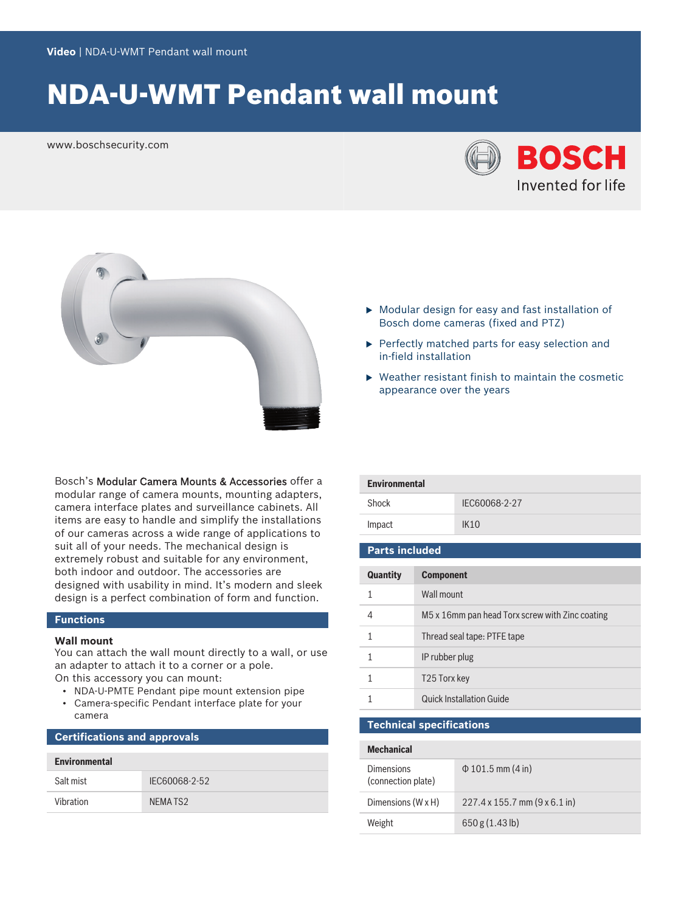Video | NDA-U-WMT Pendant wall mount

# NDA-U-WMT Pendant wall mount

www.boschsecurity.com

BOSCH
Invented for life

- Modular design for easy and fast installation of Bosch dome cameras (fixed and PTZ)
- Perfectly matched parts for easy selection and in-field installation
- Weather resistant finish to maintain the cosmetic appearance over the years

Bosch's Modular Camera Mounts & Accessories offer a modular range of camera mounts, mounting adapters, camera interface plates and surveillance cabinets. All items are easy to handle and simplify the installations of our cameras across a wide range of applications to suit all of your needs. The mechanical design is extremely robust and suitable for any environment, both indoor and outdoor. The accessories are designed with usability in mind. It's modern and sleek design is a perfect combination of form and function.

## Functions

### Wall mount

You can attach the wall mount directly to a wall, or use an adapter to attach it to a corner or a pole.
On this accessory you can mount:

- NDA-U-PMTE Pendant pipe mount extension pipe
- Camera-specific Pendant interface plate for your camera

## Certifications and approvals

| Environmental | |
|---|---|
| Salt mist | IEC60068-2-52 |
| Vibration | NEMA TS2 |
| Shock | IEC60068-2-27 |
| Impact | IK10 |

## Parts included

| Quantity | Component |
|---|---|
| 1 | Wall mount |
| 4 | M5 x 16mm pan head Torx screw with Zinc coating |
| 1 | Thread seal tape: PTFE tape |
| 1 | IP rubber plug |
| 1 | T25 Torx key |
| 1 | Quick Installation Guide |

## Technical specifications

| Mechanical | |
|---|---|
| Dimensions (connection plate) | Φ 101.5 mm (4 in) |
| Dimensions (W x H) | 227.4 x 155.7 mm (9 x 6.1 in) |
| Weight | 650 g (1.43 lb) |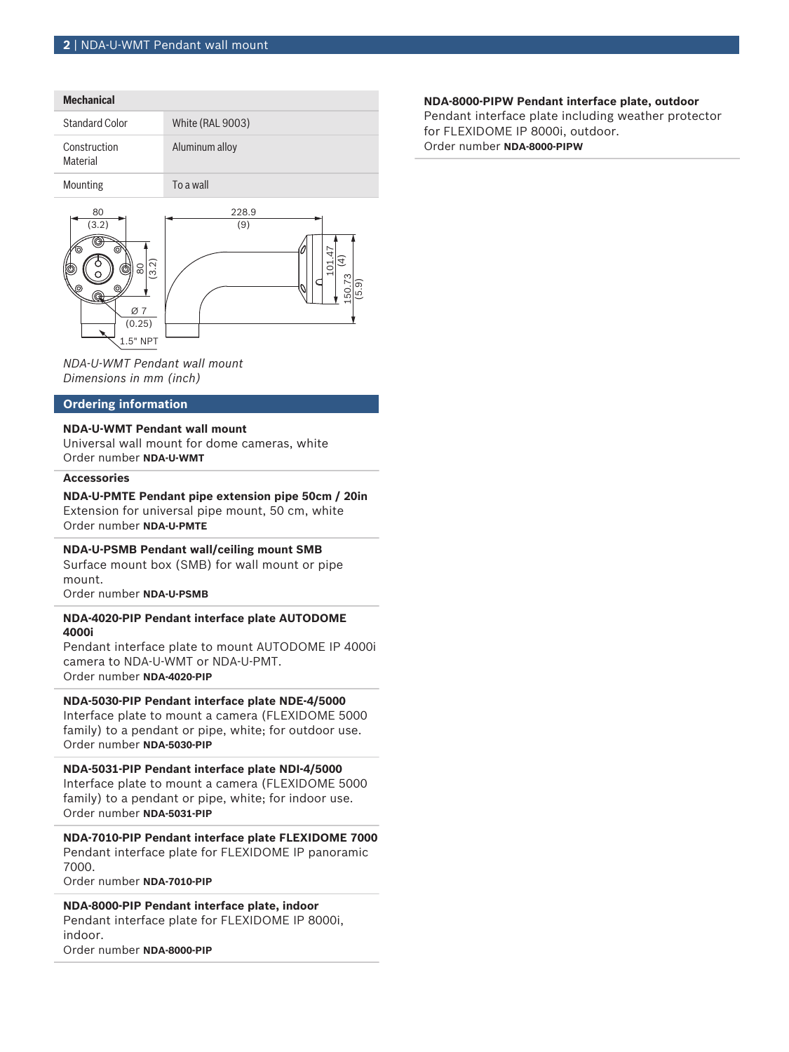| Mechanical | |
|---|---|
| Standard Color | White (RAL 9003) |
| Construction Material | Aluminum alloy |
| Mounting | To a wall |

*NDA-U-WMT Pendant wall mount*
*Dimensions in mm (inch)*

## Ordering information

**NDA-U-WMT Pendant wall mount**
Universal wall mount for dome cameras, white
Order number **NDA-U-WMT**

### Accessories

**NDA-U-PMTE Pendant pipe extension pipe 50cm / 20in**
Extension for universal pipe mount, 50 cm, white
Order number **NDA-U-PMTE**

**NDA-U-PSMB Pendant wall/ceiling mount SMB**
Surface mount box (SMB) for wall mount or pipe mount.
Order number **NDA-U-PSMB**

**NDA-4020-PIP Pendant interface plate AUTODOME 4000i**
Pendant interface plate to mount AUTODOME IP 4000i camera to NDA-U-WMT or NDA-U-PMT.
Order number **NDA-4020-PIP**

**NDA-5030-PIP Pendant interface plate NDE-4/5000**
Interface plate to mount a camera (FLEXIDOME 5000 family) to a pendant or pipe, white; for outdoor use.
Order number **NDA-5030-PIP**

**NDA-5031-PIP Pendant interface plate NDI-4/5000**
Interface plate to mount a camera (FLEXIDOME 5000 family) to a pendant or pipe, white; for indoor use.
Order number **NDA-5031-PIP**

**NDA-7010-PIP Pendant interface plate FLEXIDOME 7000**
Pendant interface plate for FLEXIDOME IP panoramic 7000.
Order number **NDA-7010-PIP**

**NDA-8000-PIP Pendant interface plate, indoor**
Pendant interface plate for FLEXIDOME IP 8000i, indoor.
Order number **NDA-8000-PIP**

**NDA-8000-PIPW Pendant interface plate, outdoor**
Pendant interface plate including weather protector for FLEXIDOME IP 8000i, outdoor.
Order number **NDA-8000-PIPW**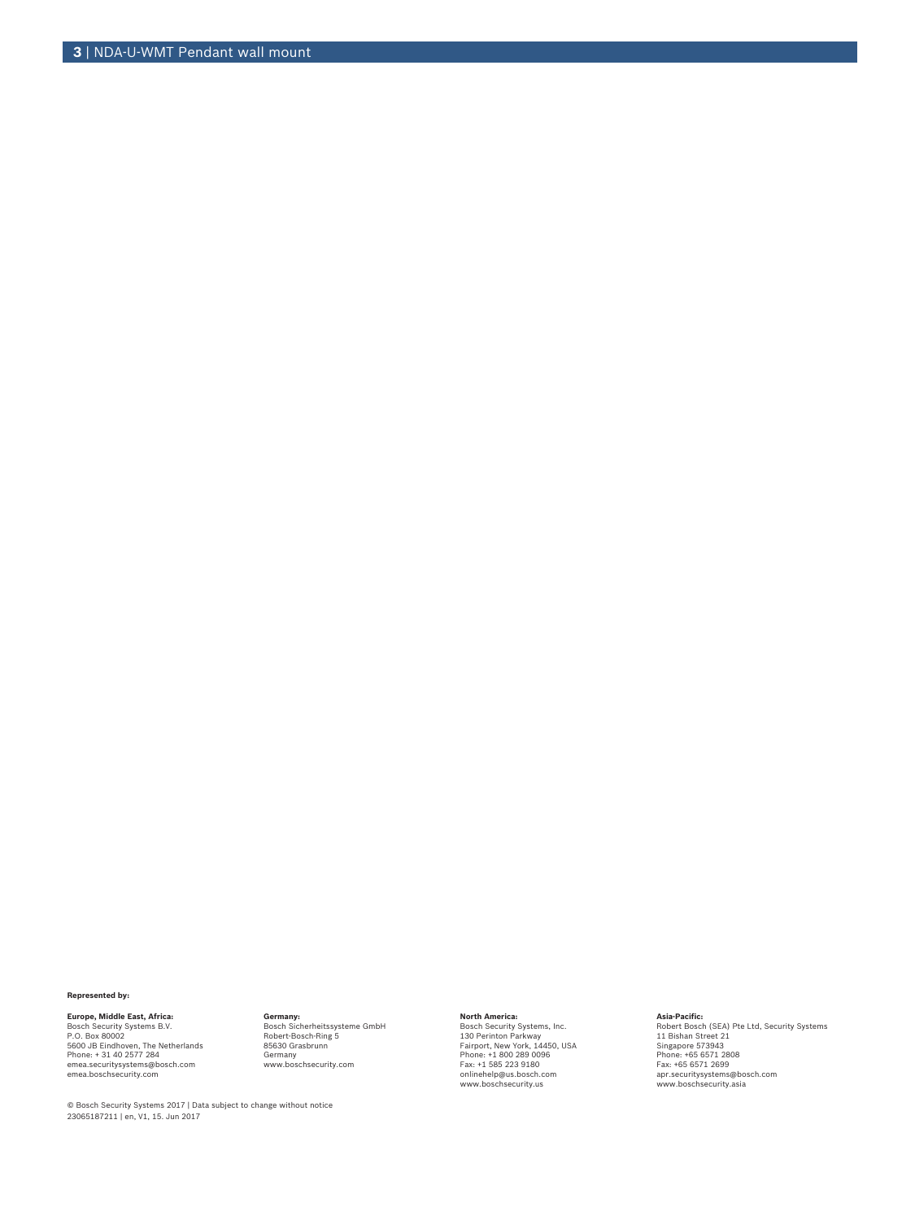**Represented by:**

**Europe, Middle East, Africa:**
Bosch Security Systems B.V.
P.O. Box 80002
5600 JB Eindhoven, The Netherlands
Phone: + 31 40 2577 284
emea.securitysystems@bosch.com
emea.boschsecurity.com

**Germany:**
Bosch Sicherheitssysteme GmbH
Robert-Bosch-Ring 5
85630 Grasbrunn
Germany
www.boschsecurity.com

**North America:**
Bosch Security Systems, Inc.
130 Perinton Parkway
Fairport, New York, 14450, USA
Phone: +1 800 289 0096
Fax: +1 585 223 9180
onlinehelp@us.bosch.com
www.boschsecurity.us

**Asia-Pacific:**
Robert Bosch (SEA) Pte Ltd, Security Systems
11 Bishan Street 21
Singapore 573943
Phone: +65 6571 2808
Fax: +65 6571 2699
apr.securitysystems@bosch.com
www.boschsecurity.asia

© Bosch Security Systems 2017 | Data subject to change without notice
23065187211 | en, V1, 15. Jun 2017